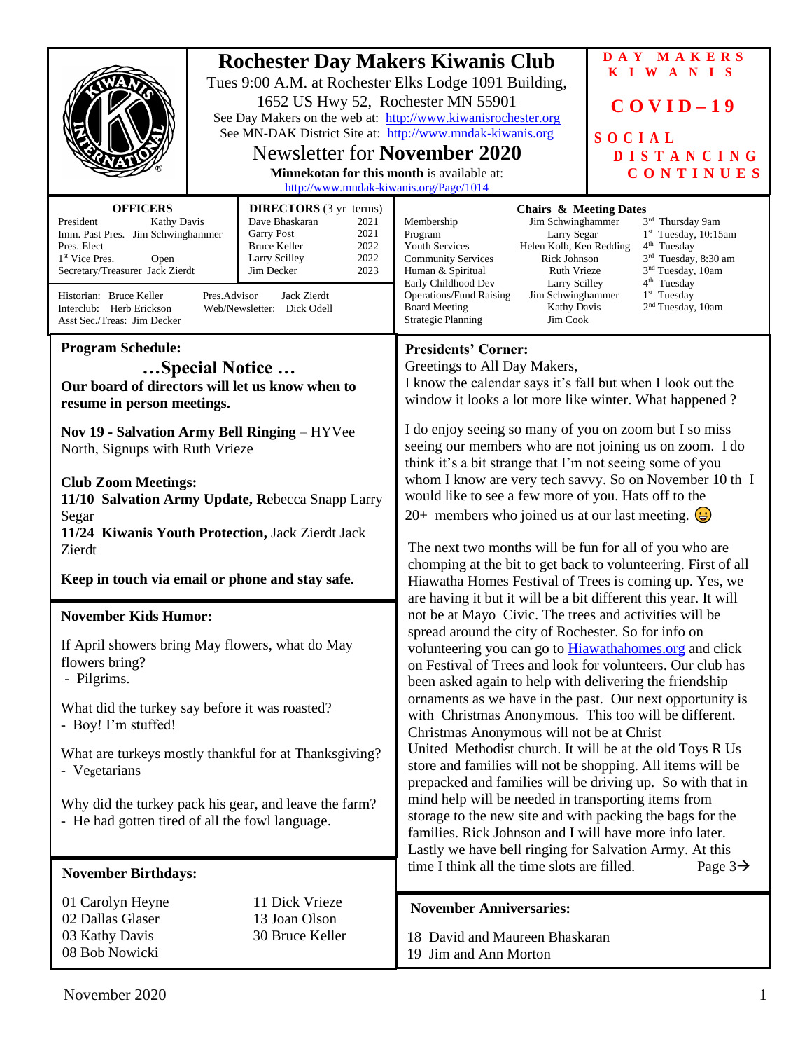# Rochester Day Makers Kiwanis Club

Tues 9:00 A.M. at Rochester Elks Lodge 1091 Building, 1652 US Hwy 52, Rochester MN 55901

See Day Makers on the web at: http://www.kiwanisrochester.org

See MN-DAK District Site at: http://www.mndak-kiwanis.org

## Newsletter for November 2020

**Minnekotan for this month** is available at: http://www.mndak-kiwanis.org/Page/1014

**DAY MAKERS KIWANIS**

**COVID–19**

**SOCIAL DISTANCING CONTINUES**

**OFFICERS**

| Office | Name |
|---|---|
| President | Kathy Davis |
| Imm. Past Pres. | Jim Schwinghammer |
| Pres. Elect | |
| 1st Vice Pres. | Open |
| Secretary/Treasurer | Jack Zierdt |

**DIRECTORS** (3 yr terms)

| Name | Term |
|---|---|
| Dave Bhaskaran | 2021 |
| Garry Post | 2021 |
| Bruce Keller | 2022 |
| Larry Scilley | 2022 |
| Jim Decker | 2023 |

Historian: Bruce Keller
Interclub: Herb Erickson
Asst Sec./Treas: Jim Decker
Pres.Advisor: Jack Zierdt
Web/Newsletter: Dick Odell

**Chairs & Meeting Dates**

| Committee | Chair | Meeting Date |
|---|---|---|
| Membership | Jim Schwinghammer | 3rd Thursday 9am |
| Program | Larry Segar | 1st Tuesday, 10:15am |
| Youth Services | Helen Kolb, Ken Redding | 4th Tuesday |
| Community Services | Rick Johnson | 3rd Tuesday, 8:30 am |
| Human & Spiritual | Ruth Vrieze | 3nd Tuesday, 10am |
| Early Childhood Dev | Larry Scilley | 4th Tuesday |
| Operations/Fund Raising | Jim Schwinghammer | 1st Tuesday |
| Board Meeting | Kathy Davis | 2nd Tuesday, 10am |
| Strategic Planning | Jim Cook | |

## Program Schedule:

### …Special Notice …

**Our board of directors will let us know when to resume in person meetings.**

**Nov 19 - Salvation Army Bell Ringing** – HYVee North, Signups with Ruth Vrieze

**Club Zoom Meetings:**
**11/10 Salvation Army Update, R**ebecca Snapp Larry Segar
**11/24 Kiwanis Youth Protection,** Jack Zierdt Jack Zierdt

**Keep in touch via email or phone and stay safe.**

## November Kids Humor:

If April showers bring May flowers, what do May flowers bring?
- Pilgrims.

What did the turkey say before it was roasted?
- Boy! I'm stuffed!

What are turkeys mostly thankful for at Thanksgiving?
- Vegetarians

Why did the turkey pack his gear, and leave the farm?
- He had gotten tired of all the fowl language.

## November Birthdays:

01 Carolyn Heyne
02 Dallas Glaser
03 Kathy Davis
08 Bob Nowicki
11 Dick Vrieze
13 Joan Olson
30 Bruce Keller

## Presidents' Corner:

Greetings to All Day Makers,

I know the calendar says it's fall but when I look out the window it looks a lot more like winter. What happened ?

I do enjoy seeing so many of you on zoom but I so miss seeing our members who are not joining us on zoom. I do think it's a bit strange that I'm not seeing some of you whom I know are very tech savvy. So on November 10 th I would like to see a few more of you. Hats off to the 20+ members who joined us at our last meeting. 😀

The next two months will be fun for all of you who are chomping at the bit to get back to volunteering. First of all Hiawatha Homes Festival of Trees is coming up. Yes, we are having it but it will be a bit different this year. It will not be at Mayo Civic. The trees and activities will be spread around the city of Rochester. So for info on volunteering you can go to Hiawathahomes.org and click on Festival of Trees and look for volunteers. Our club has been asked again to help with delivering the friendship ornaments as we have in the past. Our next opportunity is with Christmas Anonymous. This too will be different. Christmas Anonymous will not be at Christ United Methodist church. It will be at the old Toys R Us store and families will not be shopping. All items will be prepacked and families will be driving up. So with that in mind help will be needed in transporting items from storage to the new site and with packing the bags for the families. Rick Johnson and I will have more info later. Lastly we have bell ringing for Salvation Army. At this time I think all the time slots are filled. Page 3→

## November Anniversaries:

18 David and Maureen Bhaskaran
19 Jim and Ann Morton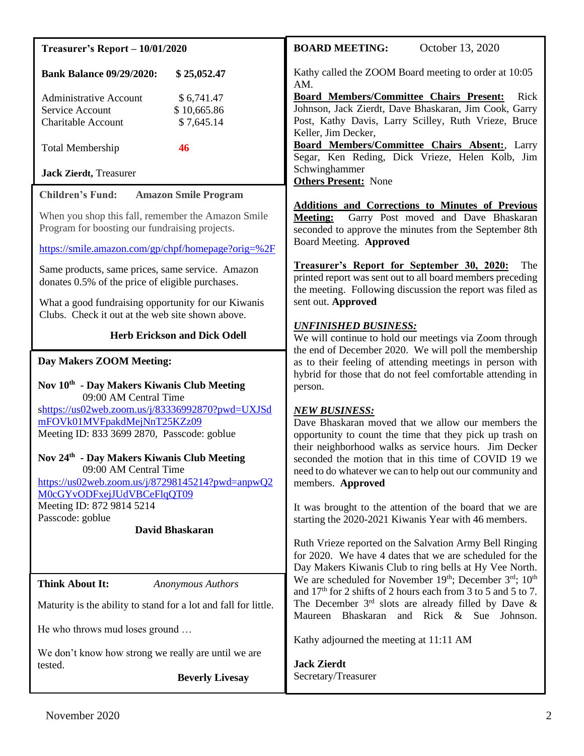## Treasurer's Report – 10/01/2020

| | |
|---|---|
| **Bank Balance 09/29/2020:** | **$ 25,052.47** |
| Administrative Account | $ 6,741.47 |
| Service Account | $ 10,665.86 |
| Charitable Account | $ 7,645.14 |
| Total Membership | **46** |

**Jack Zierdt,** Treasurer

## Children's Fund: Amazon Smile Program

When you shop this fall, remember the Amazon Smile Program for boosting our fundraising projects.

https://smile.amazon.com/gp/chpf/homepage?orig=%2F

Same products, same prices, same service. Amazon donates 0.5% of the price of eligible purchases.

What a good fundraising opportunity for our Kiwanis Clubs. Check it out at the web site shown above.

**Herb Erickson and Dick Odell**

## Day Makers ZOOM Meeting:

**Nov 10th - Day Makers Kiwanis Club Meeting**
09:00 AM Central Time
shttps://us02web.zoom.us/j/83336992870?pwd=UXJSdmFOVk01MVFpakdMejNnT25KZz09
Meeting ID: 833 3699 2870, Passcode: goblue

**Nov 24th - Day Makers Kiwanis Club Meeting**
09:00 AM Central Time
https://us02web.zoom.us/j/87298145214?pwd=anpwQ2M0cGYvODFxejJUdVBCeFlqQT09
Meeting ID: 872 9814 5214
Passcode: goblue

**David Bhaskaran**

## Think About It: *Anonymous Authors*

Maturity is the ability to stand for a lot and fall for little.

He who throws mud loses ground …

We don't know how strong we really are until we are tested.

**Beverly Livesay**

## BOARD MEETING: October 13, 2020

Kathy called the ZOOM Board meeting to order at 10:05 AM.

**Board Members/Committee Chairs Present:** Rick Johnson, Jack Zierdt, Dave Bhaskaran, Jim Cook, Garry Post, Kathy Davis, Larry Scilley, Ruth Vrieze, Bruce Keller, Jim Decker,

**Board Members/Committee Chairs Absent:**, Larry Segar, Ken Reding, Dick Vrieze, Helen Kolb, Jim Schwinghammer

**Others Present:** None

**Additions and Corrections to Minutes of Previous Meeting:** Garry Post moved and Dave Bhaskaran seconded to approve the minutes from the September 8th Board Meeting. **Approved**

**Treasurer's Report for September 30, 2020:** The printed report was sent out to all board members preceding the meeting. Following discussion the report was filed as sent out. **Approved**

***UNFINISHED BUSINESS:***
We will continue to hold our meetings via Zoom through the end of December 2020. We will poll the membership as to their feeling of attending meetings in person with hybrid for those that do not feel comfortable attending in person.

***NEW BUSINESS:***
Dave Bhaskaran moved that we allow our members the opportunity to count the time that they pick up trash on their neighborhood walks as service hours. Jim Decker seconded the motion that in this time of COVID 19 we need to do whatever we can to help out our community and members. **Approved**

It was brought to the attention of the board that we are starting the 2020-2021 Kiwanis Year with 46 members.

Ruth Vrieze reported on the Salvation Army Bell Ringing for 2020. We have 4 dates that we are scheduled for the Day Makers Kiwanis Club to ring bells at Hy Vee North. We are scheduled for November 19th; December 3rd; 10th and 17th for 2 shifts of 2 hours each from 3 to 5 and 5 to 7. The December 3rd slots are already filled by Dave & Maureen Bhaskaran and Rick & Sue Johnson.

Kathy adjourned the meeting at 11:11 AM

**Jack Zierdt**
Secretary/Treasurer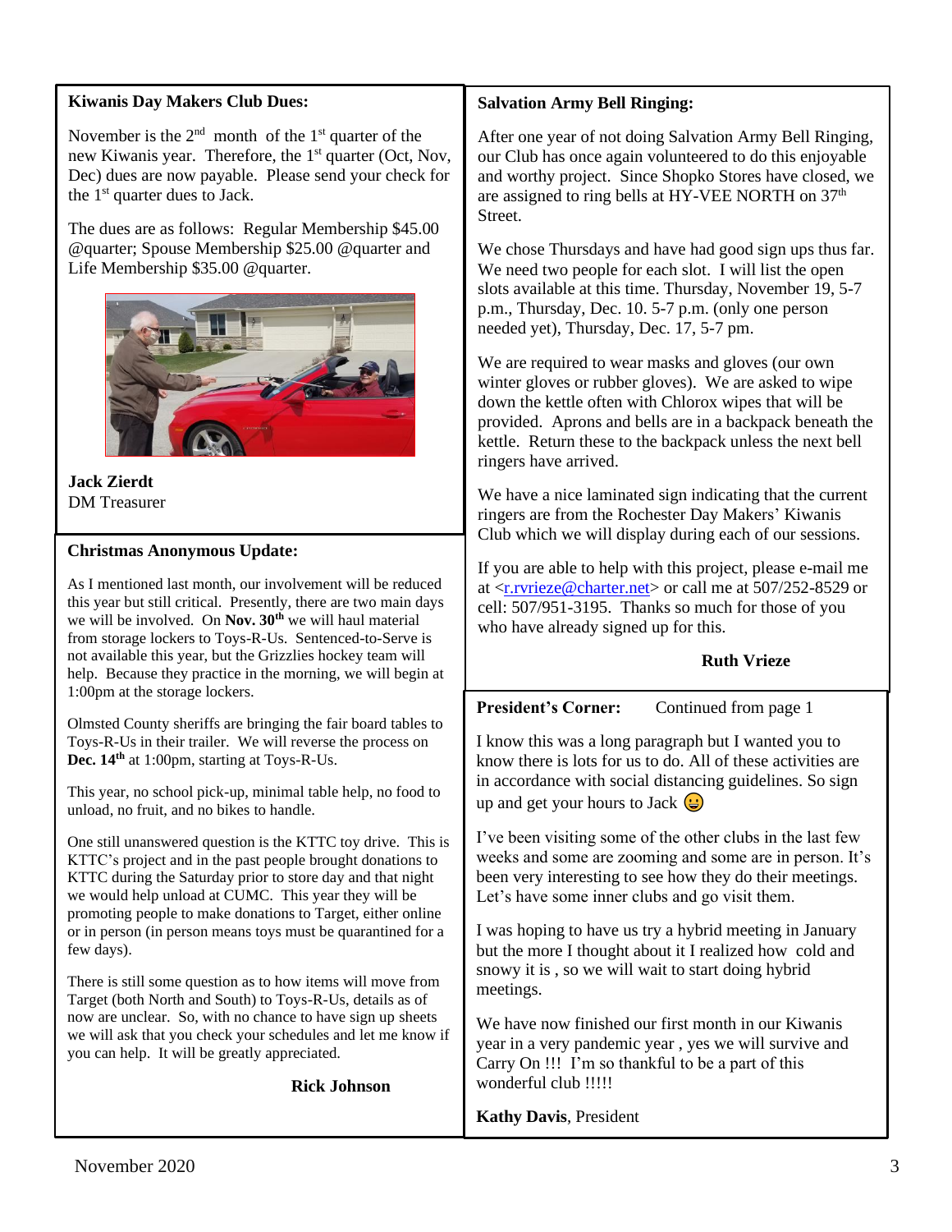### Kiwanis Day Makers Club Dues:

November is the 2nd month of the 1st quarter of the new Kiwanis year. Therefore, the 1st quarter (Oct, Nov, Dec) dues are now payable. Please send your check for the 1st quarter dues to Jack.

The dues are as follows: Regular Membership $45.00 @quarter; Spouse Membership $25.00 @quarter and Life Membership $35.00 @quarter.

**Jack Zierdt**
DM Treasurer

### Christmas Anonymous Update:

As I mentioned last month, our involvement will be reduced this year but still critical. Presently, there are two main days we will be involved. On **Nov. 30th** we will haul material from storage lockers to Toys-R-Us. Sentenced-to-Serve is not available this year, but the Grizzlies hockey team will help. Because they practice in the morning, we will begin at 1:00pm at the storage lockers.

Olmsted County sheriffs are bringing the fair board tables to Toys-R-Us in their trailer. We will reverse the process on **Dec. 14th** at 1:00pm, starting at Toys-R-Us.

This year, no school pick-up, minimal table help, no food to unload, no fruit, and no bikes to handle.

One still unanswered question is the KTTC toy drive. This is KTTC's project and in the past people brought donations to KTTC during the Saturday prior to store day and that night we would help unload at CUMC. This year they will be promoting people to make donations to Target, either online or in person (in person means toys must be quarantined for a few days).

There is still some question as to how items will move from Target (both North and South) to Toys-R-Us, details as of now are unclear. So, with no chance to have sign up sheets we will ask that you check your schedules and let me know if you can help. It will be greatly appreciated.

**Rick Johnson**

### Salvation Army Bell Ringing:

After one year of not doing Salvation Army Bell Ringing, our Club has once again volunteered to do this enjoyable and worthy project. Since Shopko Stores have closed, we are assigned to ring bells at HY-VEE NORTH on 37th Street.

We chose Thursdays and have had good sign ups thus far. We need two people for each slot. I will list the open slots available at this time. Thursday, November 19, 5-7 p.m., Thursday, Dec. 10. 5-7 p.m. (only one person needed yet), Thursday, Dec. 17, 5-7 pm.

We are required to wear masks and gloves (our own winter gloves or rubber gloves). We are asked to wipe down the kettle often with Chlorox wipes that will be provided. Aprons and bells are in a backpack beneath the kettle. Return these to the backpack unless the next bell ringers have arrived.

We have a nice laminated sign indicating that the current ringers are from the Rochester Day Makers' Kiwanis Club which we will display during each of our sessions.

If you are able to help with this project, please e-mail me at <r.rvrieze@charter.net> or call me at 507/252-8529 or cell: 507/951-3195. Thanks so much for those of you who have already signed up for this.

**Ruth Vrieze**

### President's Corner: Continued from page 1

I know this was a long paragraph but I wanted you to know there is lots for us to do. All of these activities are in accordance with social distancing guidelines. So sign up and get your hours to Jack 😀

I've been visiting some of the other clubs in the last few weeks and some are zooming and some are in person. It's been very interesting to see how they do their meetings. Let's have some inner clubs and go visit them.

I was hoping to have us try a hybrid meeting in January but the more I thought about it I realized how cold and snowy it is , so we will wait to start doing hybrid meetings.

We have now finished our first month in our Kiwanis year in a very pandemic year , yes we will survive and Carry On !!! I'm so thankful to be a part of this wonderful club !!!!!

**Kathy Davis**, President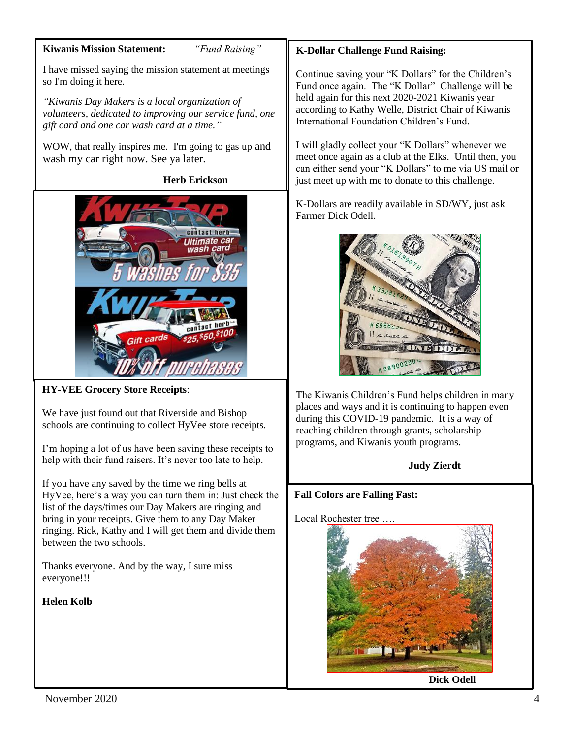**Kiwanis Mission Statement:** *"Fund Raising"*

I have missed saying the mission statement at meetings so I'm doing it here.

*"Kiwanis Day Makers is a local organization of volunteers, dedicated to improving our service fund, one gift card and one car wash card at a time."*

WOW, that really inspires me. I'm going to gas up and wash my car right now. See ya later.

**Herb Erickson**

**HY-VEE Grocery Store Receipts**:

We have just found out that Riverside and Bishop schools are continuing to collect HyVee store receipts.

I'm hoping a lot of us have been saving these receipts to help with their fund raisers. It's never too late to help.

If you have any saved by the time we ring bells at HyVee, here's a way you can turn them in: Just check the list of the days/times our Day Makers are ringing and bring in your receipts. Give them to any Day Maker ringing. Rick, Kathy and I will get them and divide them between the two schools.

Thanks everyone. And by the way, I sure miss everyone!!!

**Helen Kolb**

**K-Dollar Challenge Fund Raising:**

Continue saving your "K Dollars" for the Children's Fund once again. The "K Dollar" Challenge will be held again for this next 2020-2021 Kiwanis year according to Kathy Welle, District Chair of Kiwanis International Foundation Children's Fund.

I will gladly collect your "K Dollars" whenever we meet once again as a club at the Elks. Until then, you can either send your "K Dollars" to me via US mail or just meet up with me to donate to this challenge.

K-Dollars are readily available in SD/WY, just ask Farmer Dick Odell.

The Kiwanis Children's Fund helps children in many places and ways and it is continuing to happen even during this COVID-19 pandemic. It is a way of reaching children through grants, scholarship programs, and Kiwanis youth programs.

**Judy Zierdt**

**Fall Colors are Falling Fast:**

Local Rochester tree ….

**Dick Odell**